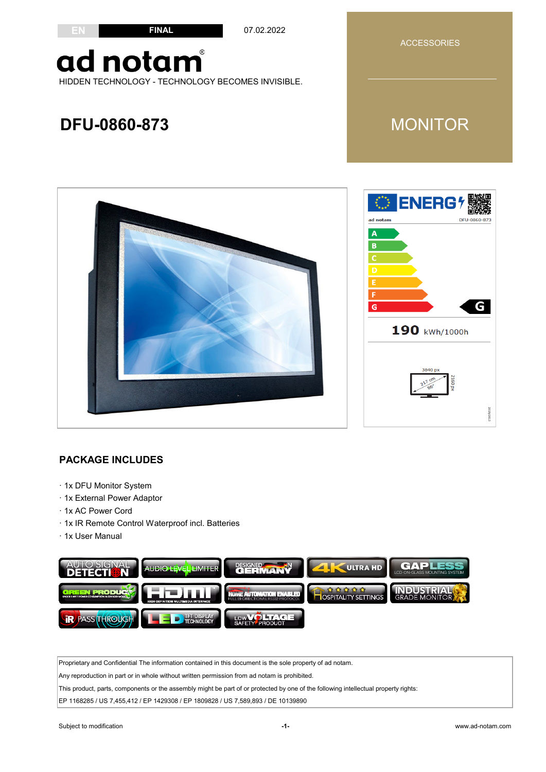EN | FINAL | 07.02.2022

# ad notam®

HIDDEN TECHNOLOGY - TECHNOLOGY BECOMES INVISIBLE.

ACCESSORIES

# DFU-0860-873

MONITOR

ENERG

ad notam DFU-0860-873

A
B
C
D
E
F
G

G

190 kWh/1000h

3840 px
217 cm
86"
2160 px

2019/2013

## PACKAGE INCLUDES

- 1x DFU Monitor System
- 1x External Power Adaptor
- 1x AC Power Cord
- 1x IR Remote Control Waterproof incl. Batteries
- 1x User Manual

AUTO SIGNAL DETECTION
AUDIO LEVEL LIMITER
DESIGNED IN GERMANY
4K ULTRA HD
GAPLESS LCD-ON-GLASS MOUNTING SYSTEM
GREEN PRODUCT UNDER 1 WATT POWER CONSUMPTION IN STANDBY MODE
HDMI HIGH DEFINITION MULTIMEDIA INTERFACE
HOME AUTOMATION ENABLED FULL BIDIRECTIONAL RS232 PROTOCOL
HOSPITALITY SETTINGS
INDUSTRIAL GRADE MONITOR
IR PASS THROUGH
LED TFT DISPLAY TECHNOLOGY
LOW VOLTAGE SAFETY PRODUCT

Proprietary and Confidential The information contained in this document is the sole property of ad notam.

Any reproduction in part or in whole without written permission from ad notam is prohibited.

This product, parts, components or the assembly might be part of or protected by one of the following intellectual property rights:

EP 1168285 / US 7,455,412 / EP 1429308 / EP 1809828 / US 7,589,893 / DE 10139890

Subject to modification

www.ad-notam.com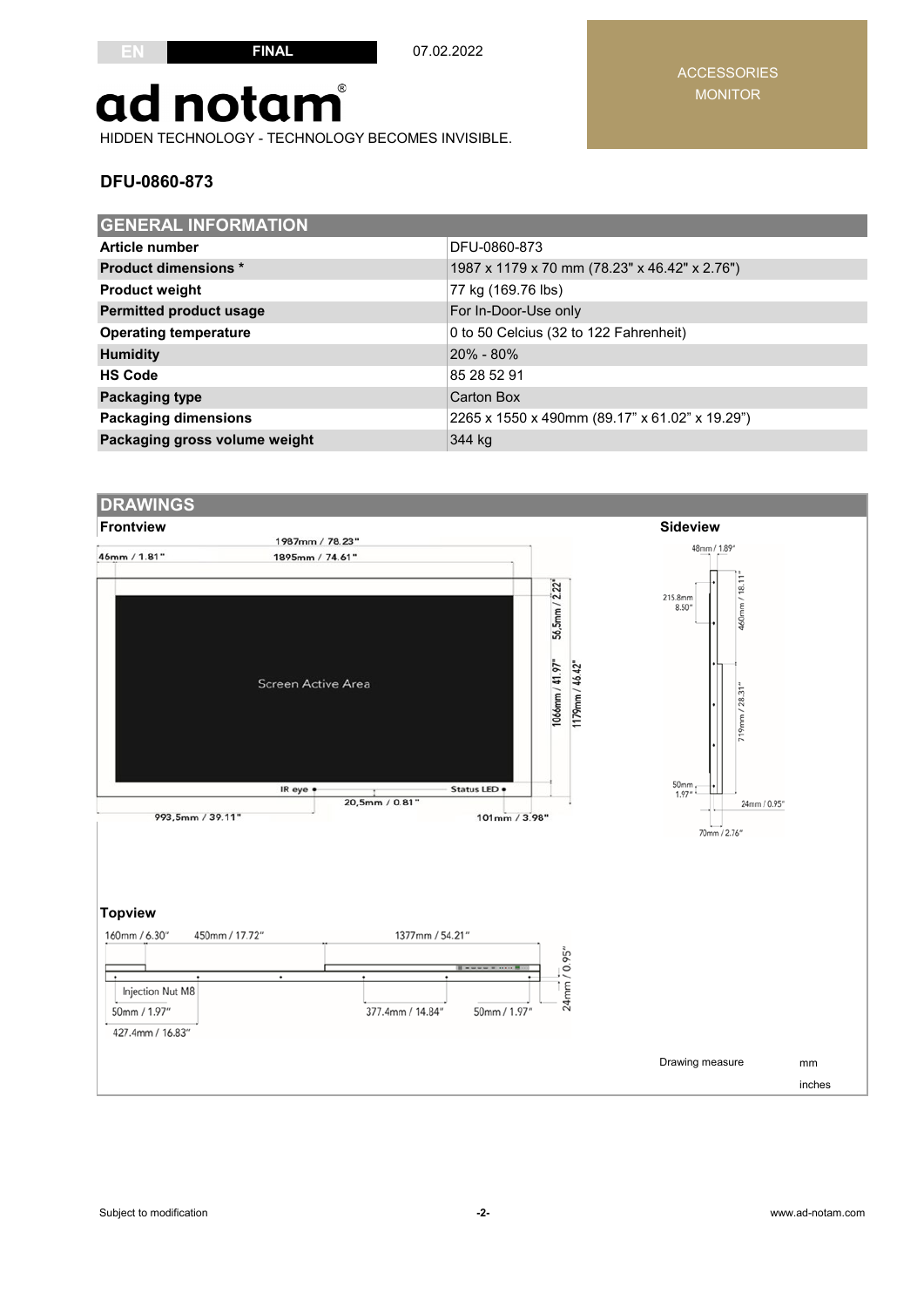EN | FINAL | 07.02.2022

ACCESSORIES
MONITOR

# ad notam®

HIDDEN TECHNOLOGY - TECHNOLOGY BECOMES INVISIBLE.

## DFU-0860-873

| GENERAL INFORMATION | |
|---|---|
| **Article number** | DFU-0860-873 |
| **Product dimensions *** | 1987 x 1179 x 70 mm (78.23" x 46.42" x 2.76") |
| **Product weight** | 77 kg (169.76 lbs) |
| **Permitted product usage** | For In-Door-Use only |
| **Operating temperature** | 0 to 50 Celcius (32 to 122 Fahrenheit) |
| **Humidity** | 20% - 80% |
| **HS Code** | 85 28 52 91 |
| **Packaging type** | Carton Box |
| **Packaging dimensions** | 2265 x 1550 x 490mm (89.17" x 61.02" x 19.29") |
| **Packaging gross volume weight** | 344 kg |

## DRAWINGS

### Frontview

1987mm / 78.23"
46mm / 1.81"
1895mm / 74.61"
Screen Active Area
56,5mm / 2.22"
1066mm / 41.97"
1179mm / 46.42"
IR eye
Status LED
20,5mm / 0.81"
993,5mm / 39.11"
101mm / 3.98"

### Sideview

48mm / 1.89"
215.8mm 8.50"
460mm / 18.11"
719mm / 28.31"
50mm 1.97"
24mm / 0.95"
70mm / 2.76"

### Topview

160mm / 6.30"
450mm / 17.72"
1377mm / 54.21"
24mm / 0.95"
Injection Nut M8
50mm / 1.97"
377.4mm / 14.84"
50mm / 1.97"
427.4mm / 16.83"

Drawing measure mm
inches

Subject to modification

www.ad-notam.com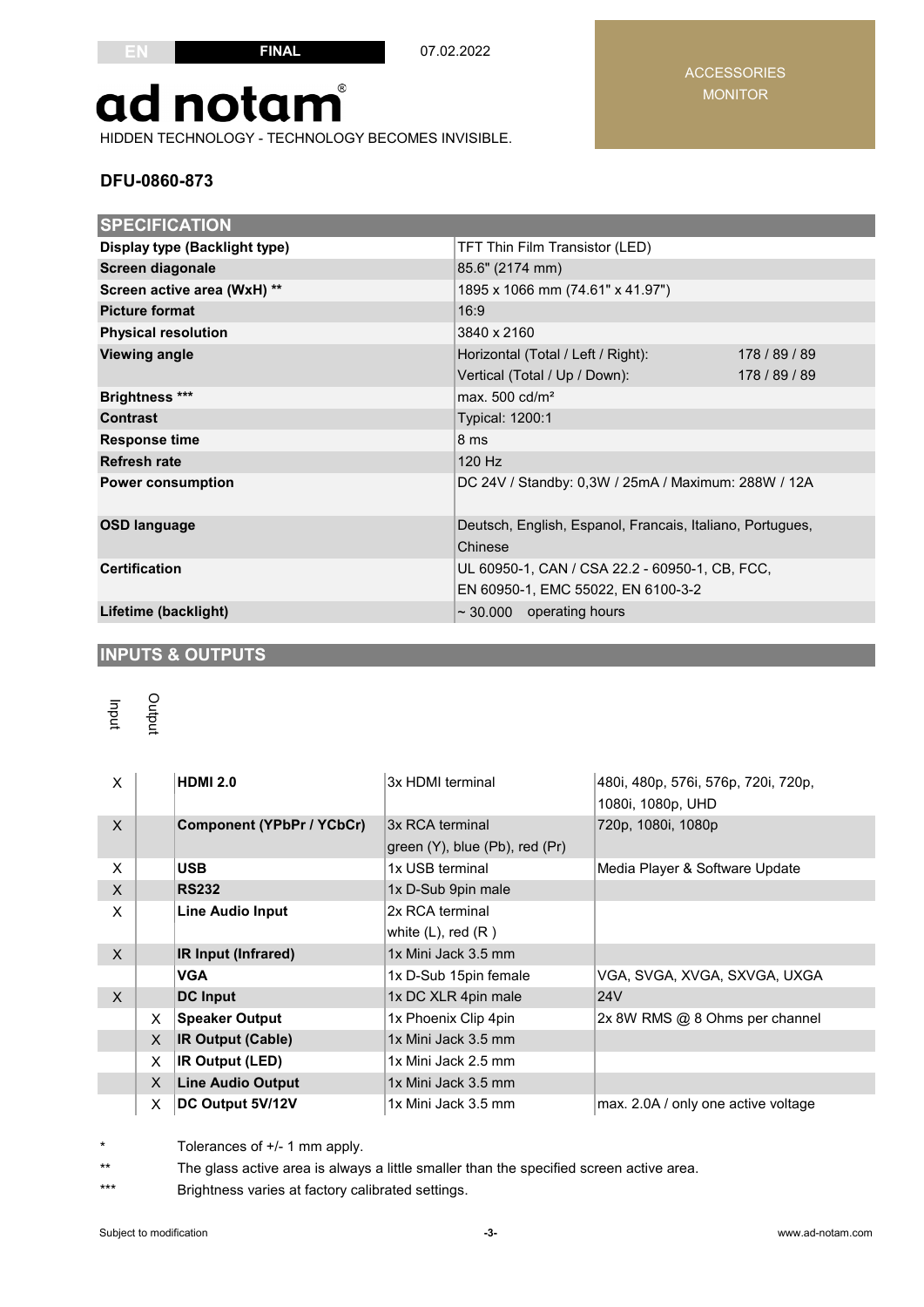EN FINAL 07.02.2022

ACCESSORIES
MONITOR

# ad notam®

HIDDEN TECHNOLOGY - TECHNOLOGY BECOMES INVISIBLE.

## DFU-0860-873

## SPECIFICATION

| | |
|---|---|
| **Display type (Backlight type)** | TFT Thin Film Transistor (LED) |
| **Screen diagonale** | 85.6" (2174 mm) |
| **Screen active area (WxH) ** ** | 1895 x 1066 mm (74.61" x 41.97") |
| **Picture format** | 16:9 |
| **Physical resolution** | 3840 x 2160 |
| **Viewing angle** | Horizontal (Total / Left / Right): 178 / 89 / 89<br>Vertical (Total / Up / Down): 178 / 89 / 89 |
| **Brightness *** ** | max. 500 cd/m² |
| **Contrast** | Typical: 1200:1 |
| **Response time** | 8 ms |
| **Refresh rate** | 120 Hz |
| **Power consumption** | DC 24V / Standby: 0,3W / 25mA / Maximum: 288W / 12A |
| **OSD language** | Deutsch, English, Espanol, Francais, Italiano, Portugues, Chinese |
| **Certification** | UL 60950-1, CAN / CSA 22.2 - 60950-1, CB, FCC, EN 60950-1, EMC 55022, EN 6100-3-2 |
| **Lifetime (backlight)** | ~ 30.000 operating hours |

## INPUTS & OUTPUTS

| Input | Output | | | |
|---|---|---|---|---|
| X | | **HDMI 2.0** | 3x HDMI terminal | 480i, 480p, 576i, 576p, 720i, 720p, 1080i, 1080p, UHD |
| X | | **Component (YPbPr / YCbCr)** | 3x RCA terminal green (Y), blue (Pb), red (Pr) | 720p, 1080i, 1080p |
| X | | **USB** | 1x USB terminal | Media Player & Software Update |
| X | | **RS232** | 1x D-Sub 9pin male | |
| X | | **Line Audio Input** | 2x RCA terminal white (L), red (R ) | |
| X | | **IR Input (Infrared)** | 1x Mini Jack 3.5 mm | |
| | | **VGA** | 1x D-Sub 15pin female | VGA, SVGA, XVGA, SXVGA, UXGA |
| X | | **DC Input** | 1x DC XLR 4pin male | 24V |
| | X | **Speaker Output** | 1x Phoenix Clip 4pin | 2x 8W RMS @ 8 Ohms per channel |
| | X | **IR Output (Cable)** | 1x Mini Jack 3.5 mm | |
| | X | **IR Output (LED)** | 1x Mini Jack 2.5 mm | |
| | X | **Line Audio Output** | 1x Mini Jack 3.5 mm | |
| | X | **DC Output 5V/12V** | 1x Mini Jack 3.5 mm | max. 2.0A / only one active voltage |

\* Tolerances of +/- 1 mm apply.

** The glass active area is always a little smaller than the specified screen active area.

*** Brightness varies at factory calibrated settings.

Subject to modification

www.ad-notam.com